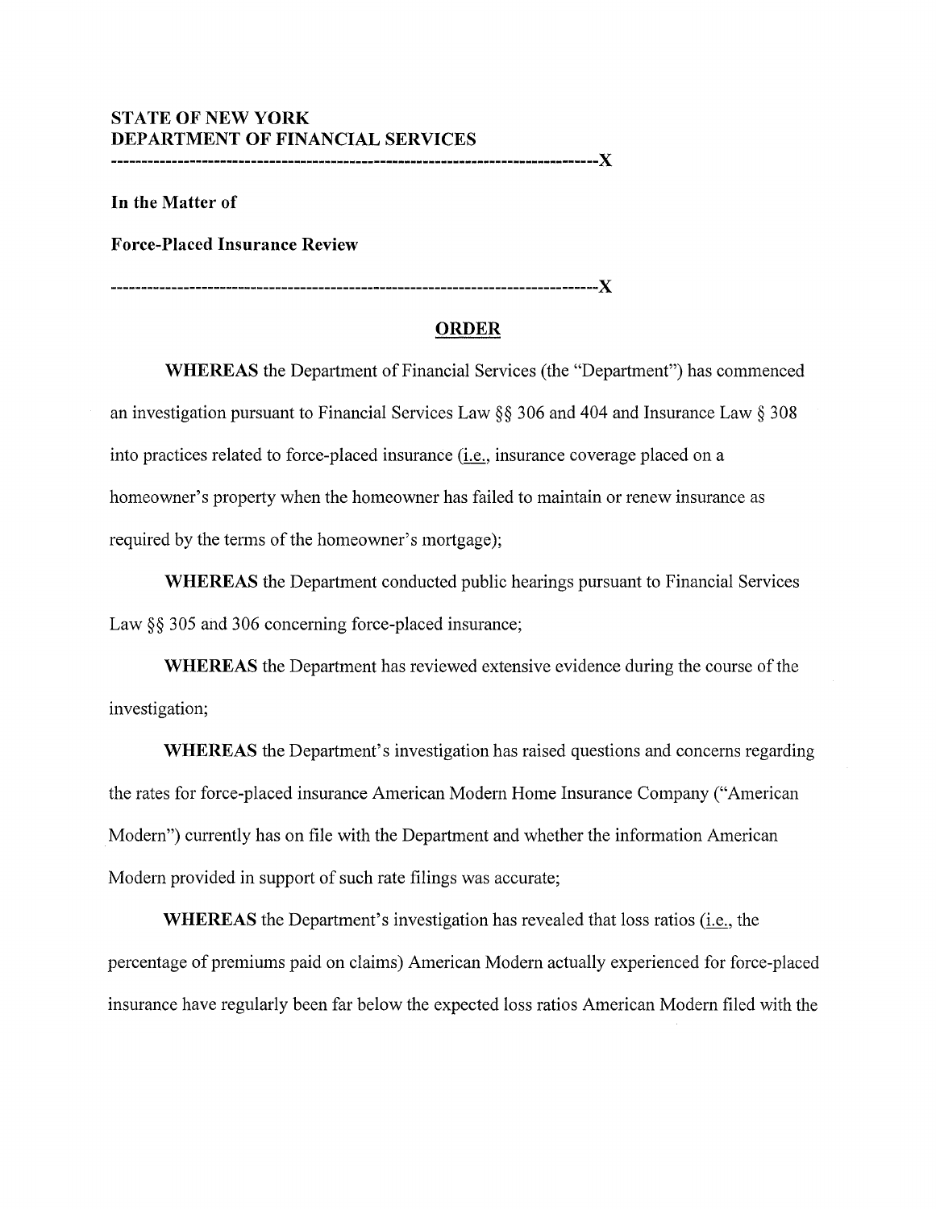**STATE OF NEW YORK**
**DEPARTMENT OF FINANCIAL SERVICES**

---

**In the Matter of**

**Force-Placed Insurance Review**

---

## ORDER

**WHEREAS** the Department of Financial Services (the "Department") has commenced an investigation pursuant to Financial Services Law §§ 306 and 404 and Insurance Law § 308 into practices related to force-placed insurance (i.e., insurance coverage placed on a homeowner's property when the homeowner has failed to maintain or renew insurance as required by the terms of the homeowner's mortgage);

**WHEREAS** the Department conducted public hearings pursuant to Financial Services Law §§ 305 and 306 concerning force-placed insurance;

**WHEREAS** the Department has reviewed extensive evidence during the course of the investigation;

**WHEREAS** the Department's investigation has raised questions and concerns regarding the rates for force-placed insurance American Modern Home Insurance Company ("American Modern") currently has on file with the Department and whether the information American Modern provided in support of such rate filings was accurate;

**WHEREAS** the Department's investigation has revealed that loss ratios (i.e., the percentage of premiums paid on claims) American Modern actually experienced for force-placed insurance have regularly been far below the expected loss ratios American Modern filed with the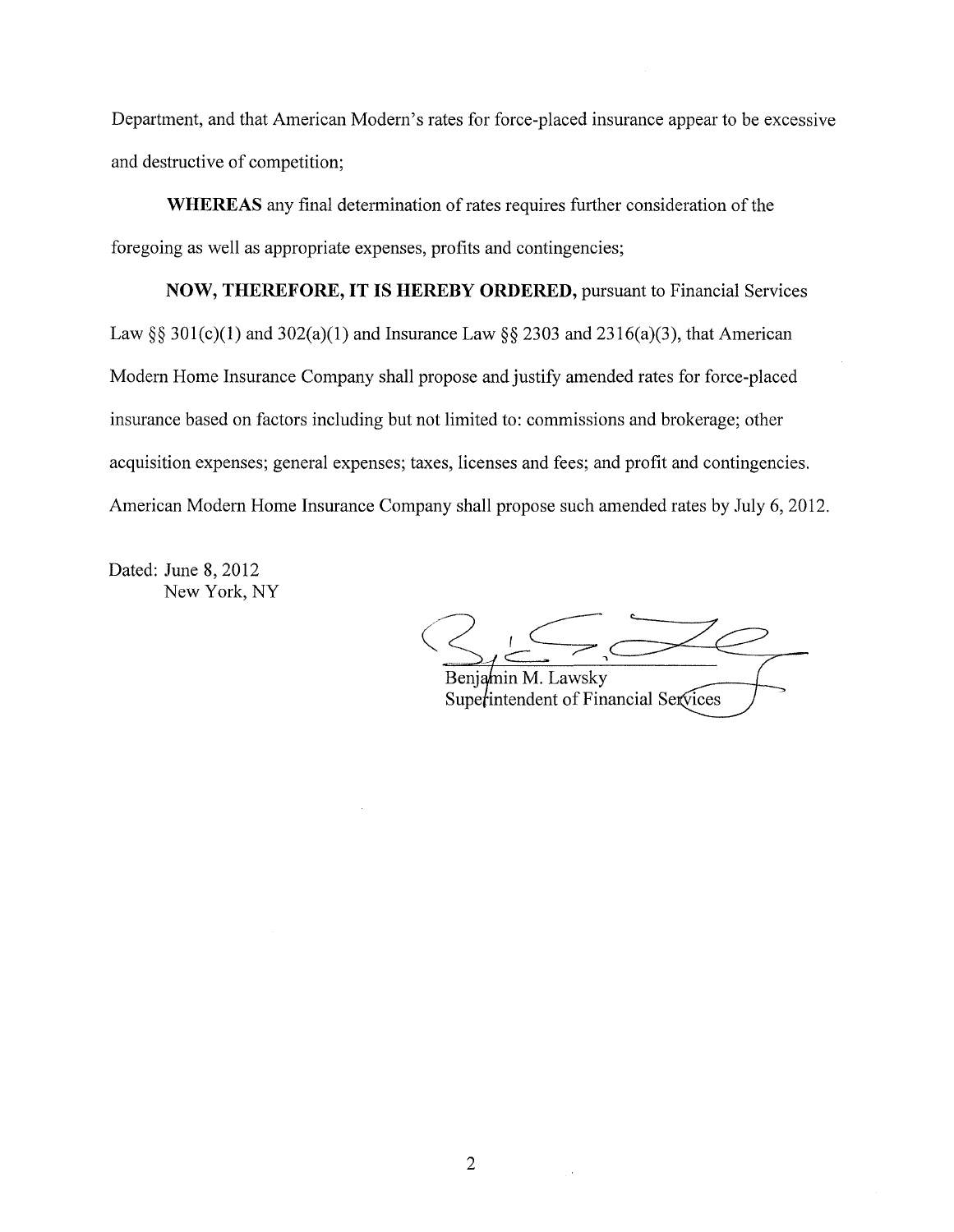Department, and that American Modern's rates for force-placed insurance appear to be excessive and destructive of competition;

**WHEREAS** any final determination of rates requires further consideration of the foregoing as well as appropriate expenses, profits and contingencies;

**NOW, THEREFORE, IT IS HEREBY ORDERED,** pursuant to Financial Services Law §§ 301(c)(1) and 302(a)(1) and Insurance Law §§ 2303 and 2316(a)(3), that American Modern Home Insurance Company shall propose and justify amended rates for force-placed insurance based on factors including but not limited to: commissions and brokerage; other acquisition expenses; general expenses; taxes, licenses and fees; and profit and contingencies. American Modern Home Insurance Company shall propose such amended rates by July 6, 2012.

Dated: June 8, 2012
New York, NY

Benjamin M. Lawsky
Superintendent of Financial Services